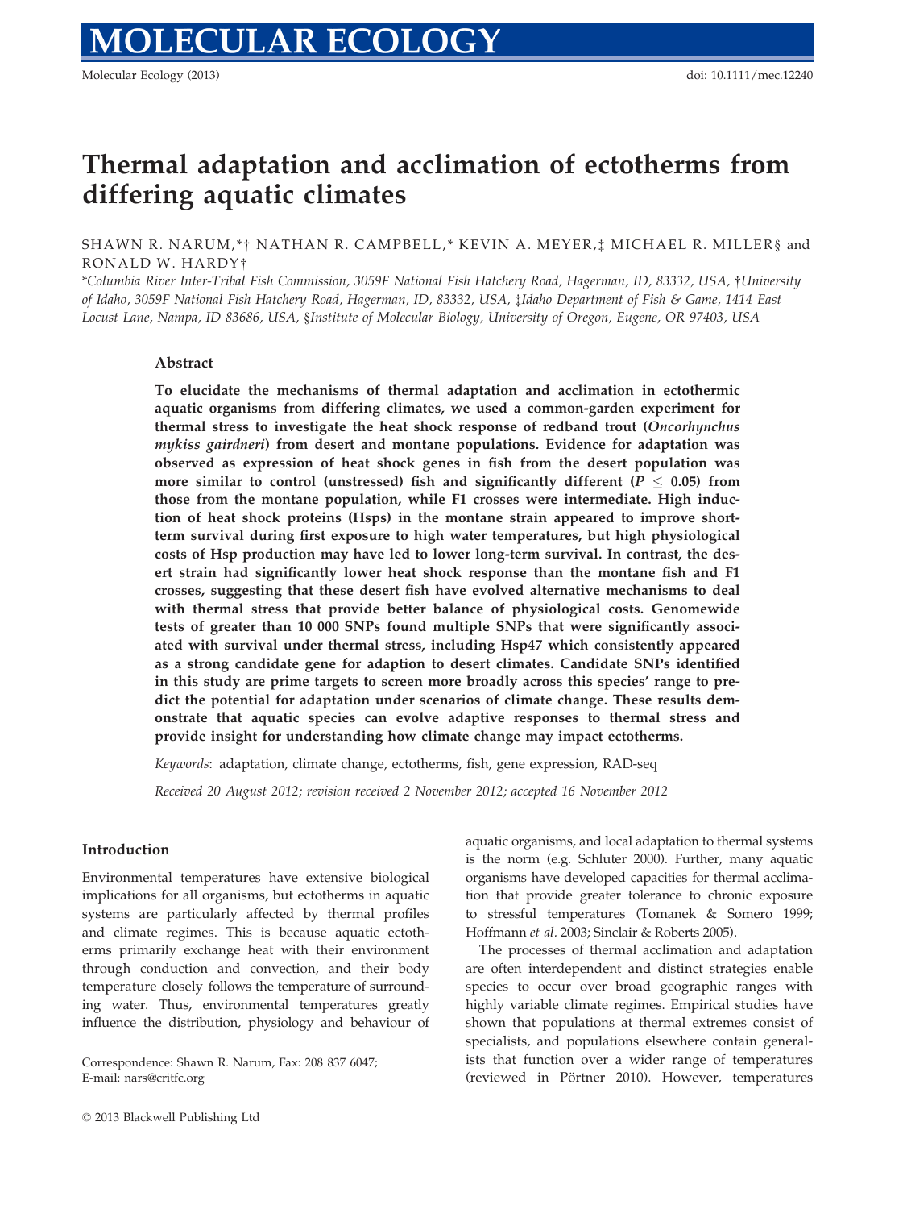# Thermal adaptation and acclimation of ectotherms from differing aquatic climates

SHAWN R. NARUM,*† NATHAN R. CAMPBELL,* KEVIN A. MEYER,‡ MICHAEL R. MILLER§ and RONALD W. HARDY†

*Columbia River Inter-Tribal Fish Commission, 3059F National Fish Hatchery Road, Hagerman, ID, 83332, USA, †University of Idaho, 3059F National Fish Hatchery Road, Hagerman, ID, 83332, USA, ‡Idaho Department of Fish & Game, 1414 East Locust Lane, Nampa, ID 83686, USA, §Institute of Molecular Biology, University of Oregon, Eugene, OR 97403, USA

## Abstract

**To elucidate the mechanisms of thermal adaptation and acclimation in ectothermic aquatic organisms from differing climates, we used a common-garden experiment for thermal stress to investigate the heat shock response of redband trout (*Oncorhynchus mykiss gairdneri*) from desert and montane populations. Evidence for adaptation was observed as expression of heat shock genes in fish from the desert population was more similar to control (unstressed) fish and significantly different ($P \leq 0.05$) from those from the montane population, while F1 crosses were intermediate. High induction of heat shock proteins (Hsps) in the montane strain appeared to improve short-term survival during first exposure to high water temperatures, but high physiological costs of Hsp production may have led to lower long-term survival. In contrast, the desert strain had significantly lower heat shock response than the montane fish and F1 crosses, suggesting that these desert fish have evolved alternative mechanisms to deal with thermal stress that provide better balance of physiological costs. Genomewide tests of greater than 10 000 SNPs found multiple SNPs that were significantly associated with survival under thermal stress, including Hsp47 which consistently appeared as a strong candidate gene for adaption to desert climates. Candidate SNPs identified in this study are prime targets to screen more broadly across this species' range to predict the potential for adaptation under scenarios of climate change. These results demonstrate that aquatic species can evolve adaptive responses to thermal stress and provide insight for understanding how climate change may impact ectotherms.**

*Keywords*: adaptation, climate change, ectotherms, fish, gene expression, RAD-seq

*Received 20 August 2012; revision received 2 November 2012; accepted 16 November 2012*

## Introduction

Environmental temperatures have extensive biological implications for all organisms, but ectotherms in aquatic systems are particularly affected by thermal profiles and climate regimes. This is because aquatic ectotherms primarily exchange heat with their environment through conduction and convection, and their body temperature closely follows the temperature of surrounding water. Thus, environmental temperatures greatly influence the distribution, physiology and behaviour of aquatic organisms, and local adaptation to thermal systems is the norm (e.g. Schluter 2000). Further, many aquatic organisms have developed capacities for thermal acclimation that provide greater tolerance to chronic exposure to stressful temperatures (Tomanek & Somero 1999; Hoffmann *et al.* 2003; Sinclair & Roberts 2005).

The processes of thermal acclimation and adaptation are often interdependent and distinct strategies enable species to occur over broad geographic ranges with highly variable climate regimes. Empirical studies have shown that populations at thermal extremes consist of specialists, and populations elsewhere contain generalists that function over a wider range of temperatures (reviewed in Pörtner 2010). However, temperatures

Correspondence: Shawn R. Narum, Fax: 208 837 6047; E-mail: nars@critfc.org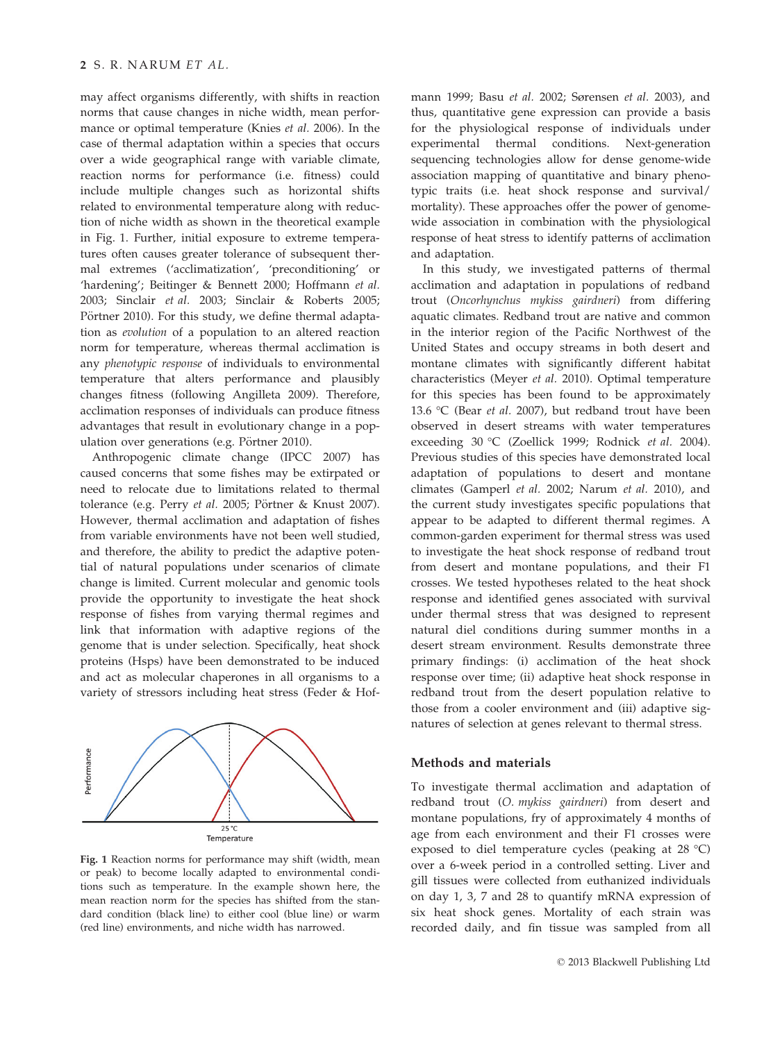may affect organisms differently, with shifts in reaction norms that cause changes in niche width, mean performance or optimal temperature (Knies *et al.* 2006). In the case of thermal adaptation within a species that occurs over a wide geographical range with variable climate, reaction norms for performance (i.e. fitness) could include multiple changes such as horizontal shifts related to environmental temperature along with reduction of niche width as shown in the theoretical example in Fig. 1. Further, initial exposure to extreme temperatures often causes greater tolerance of subsequent thermal extremes ('acclimatization', 'preconditioning' or 'hardening'; Beitinger & Bennett 2000; Hoffmann *et al.* 2003; Sinclair *et al.* 2003; Sinclair & Roberts 2005; Pörtner 2010). For this study, we define thermal adaptation as *evolution* of a population to an altered reaction norm for temperature, whereas thermal acclimation is any *phenotypic response* of individuals to environmental temperature that alters performance and plausibly changes fitness (following Angilleta 2009). Therefore, acclimation responses of individuals can produce fitness advantages that result in evolutionary change in a population over generations (e.g. Pörtner 2010).

Anthropogenic climate change (IPCC 2007) has caused concerns that some fishes may be extirpated or need to relocate due to limitations related to thermal tolerance (e.g. Perry *et al.* 2005; Pörtner & Knust 2007). However, thermal acclimation and adaptation of fishes from variable environments have not been well studied, and therefore, the ability to predict the adaptive potential of natural populations under scenarios of climate change is limited. Current molecular and genomic tools provide the opportunity to investigate the heat shock response of fishes from varying thermal regimes and link that information with adaptive regions of the genome that is under selection. Specifically, heat shock proteins (Hsps) have been demonstrated to be induced and act as molecular chaperones in all organisms to a variety of stressors including heat stress (Feder & Hofmann 1999; Basu *et al.* 2002; Sørensen *et al.* 2003), and thus, quantitative gene expression can provide a basis for the physiological response of individuals under experimental thermal conditions. Next-generation sequencing technologies allow for dense genome-wide association mapping of quantitative and binary phenotypic traits (i.e. heat shock response and survival/mortality). These approaches offer the power of genome-wide association in combination with the physiological response of heat stress to identify patterns of acclimation and adaptation.

Fig. 1 Reaction norms for performance may shift (width, mean or peak) to become locally adapted to environmental conditions such as temperature. In the example shown here, the mean reaction norm for the species has shifted from the standard condition (black line) to either cool (blue line) or warm (red line) environments, and niche width has narrowed.

In this study, we investigated patterns of thermal acclimation and adaptation in populations of redband trout (*Oncorhynchus mykiss gairdneri*) from differing aquatic climates. Redband trout are native and common in the interior region of the Pacific Northwest of the United States and occupy streams in both desert and montane climates with significantly different habitat characteristics (Meyer *et al.* 2010). Optimal temperature for this species has been found to be approximately 13.6 °C (Bear *et al.* 2007), but redband trout have been observed in desert streams with water temperatures exceeding 30 °C (Zoellick 1999; Rodnick *et al.* 2004). Previous studies of this species have demonstrated local adaptation of populations to desert and montane climates (Gamperl *et al.* 2002; Narum *et al.* 2010), and the current study investigates specific populations that appear to be adapted to different thermal regimes. A common-garden experiment for thermal stress was used to investigate the heat shock response of redband trout from desert and montane populations, and their F1 crosses. We tested hypotheses related to the heat shock response and identified genes associated with survival under thermal stress that was designed to represent natural diel conditions during summer months in a desert stream environment. Results demonstrate three primary findings: (i) acclimation of the heat shock response over time; (ii) adaptive heat shock response in redband trout from the desert population relative to those from a cooler environment and (iii) adaptive signatures of selection at genes relevant to thermal stress.

## Methods and materials

To investigate thermal acclimation and adaptation of redband trout (*O. mykiss gairdneri*) from desert and montane populations, fry of approximately 4 months of age from each environment and their F1 crosses were exposed to diel temperature cycles (peaking at 28 °C) over a 6-week period in a controlled setting. Liver and gill tissues were collected from euthanized individuals on day 1, 3, 7 and 28 to quantify mRNA expression of six heat shock genes. Mortality of each strain was recorded daily, and fin tissue was sampled from all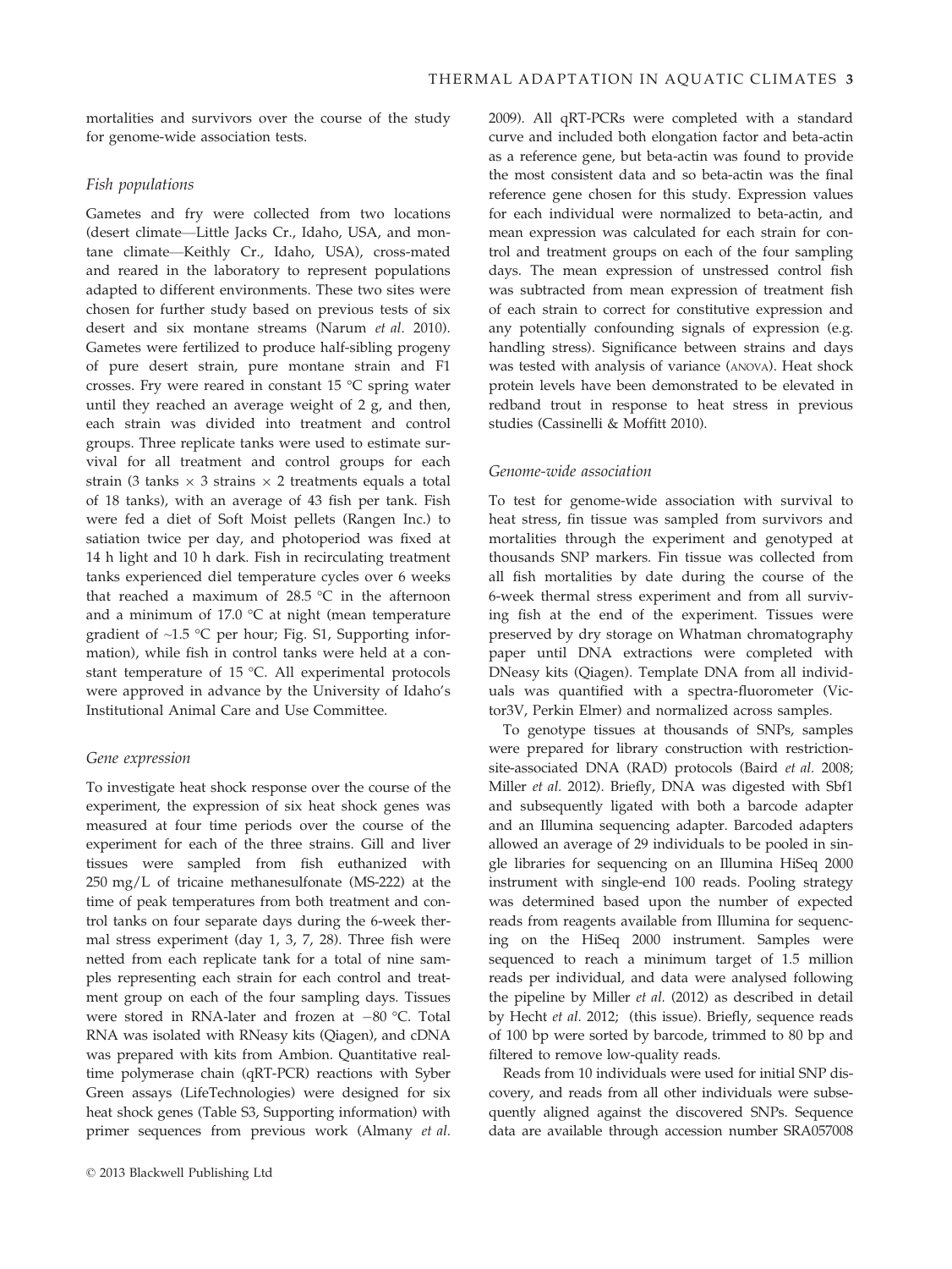mortalities and survivors over the course of the study for genome-wide association tests.

### Fish populations

Gametes and fry were collected from two locations (desert climate—Little Jacks Cr., Idaho, USA, and montane climate—Keithly Cr., Idaho, USA), cross-mated and reared in the laboratory to represent populations adapted to different environments. These two sites were chosen for further study based on previous tests of six desert and six montane streams (Narum *et al.* 2010). Gametes were fertilized to produce half-sibling progeny of pure desert strain, pure montane strain and F1 crosses. Fry were reared in constant 15 °C spring water until they reached an average weight of 2 g, and then, each strain was divided into treatment and control groups. Three replicate tanks were used to estimate survival for all treatment and control groups for each strain (3 tanks × 3 strains × 2 treatments equals a total of 18 tanks), with an average of 43 fish per tank. Fish were fed a diet of Soft Moist pellets (Rangen Inc.) to satiation twice per day, and photoperiod was fixed at 14 h light and 10 h dark. Fish in recirculating treatment tanks experienced diel temperature cycles over 6 weeks that reached a maximum of 28.5 °C in the afternoon and a minimum of 17.0 °C at night (mean temperature gradient of ~1.5 °C per hour; Fig. S1, Supporting information), while fish in control tanks were held at a constant temperature of 15 °C. All experimental protocols were approved in advance by the University of Idaho's Institutional Animal Care and Use Committee.

### Gene expression

To investigate heat shock response over the course of the experiment, the expression of six heat shock genes was measured at four time periods over the course of the experiment for each of the three strains. Gill and liver tissues were sampled from fish euthanized with 250 mg/L of tricaine methanesulfonate (MS-222) at the time of peak temperatures from both treatment and control tanks on four separate days during the 6-week thermal stress experiment (day 1, 3, 7, 28). Three fish were netted from each replicate tank for a total of nine samples representing each strain for each control and treatment group on each of the four sampling days. Tissues were stored in RNA-later and frozen at −80 °C. Total RNA was isolated with RNeasy kits (Qiagen), and cDNA was prepared with kits from Ambion. Quantitative real-time polymerase chain reaction (qRT-PCR) reactions with Syber Green assays (LifeTechnologies) were designed for six heat shock genes (Table S3, Supporting information) with primer sequences from previous work (Almany *et al.* 2009). All qRT-PCRs were completed with a standard curve and included both elongation factor and beta-actin as a reference gene, but beta-actin was found to provide the most consistent data and so beta-actin was the final reference gene chosen for this study. Expression values for each individual were normalized to beta-actin, and mean expression was calculated for each strain for control and treatment groups on each of the four sampling days. The mean expression of unstressed control fish was subtracted from mean expression of treatment fish of each strain to correct for constitutive expression and any potentially confounding signals of expression (e.g. handling stress). Significance between strains and days was tested with analysis of variance (ANOVA). Heat shock protein levels have been demonstrated to be elevated in redband trout in response to heat stress in previous studies (Cassinelli & Moffitt 2010).

### Genome-wide association

To test for genome-wide association with survival to heat stress, fin tissue was sampled from survivors and mortalities through the experiment and genotyped at thousands SNP markers. Fin tissue was collected from all fish mortalities by date during the course of the 6-week thermal stress experiment and from all surviving fish at the end of the experiment. Tissues were preserved by dry storage on Whatman chromatography paper until DNA extractions were completed with DNeasy kits (Qiagen). Template DNA from all individuals was quantified with a spectra-fluorometer (Victor3V, Perkin Elmer) and normalized across samples.

To genotype tissues at thousands of SNPs, samples were prepared for library construction with restriction-site-associated DNA (RAD) protocols (Baird *et al.* 2008; Miller *et al.* 2012). Briefly, DNA was digested with Sbf1 and subsequently ligated with both a barcode adapter and an Illumina sequencing adapter. Barcoded adapters allowed an average of 29 individuals to be pooled in single libraries for sequencing on an Illumina HiSeq 2000 instrument with single-end 100 reads. Pooling strategy was determined based upon the number of expected reads from reagents available from Illumina for sequencing on the HiSeq 2000 instrument. Samples were sequenced to reach a minimum target of 1.5 million reads per individual, and data were analysed following the pipeline by Miller *et al.* (2012) as described in detail by Hecht *et al.* 2012; (this issue). Briefly, sequence reads of 100 bp were sorted by barcode, trimmed to 80 bp and filtered to remove low-quality reads.

Reads from 10 individuals were used for initial SNP discovery, and reads from all other individuals were subsequently aligned against the discovered SNPs. Sequence data are available through accession number SRA057008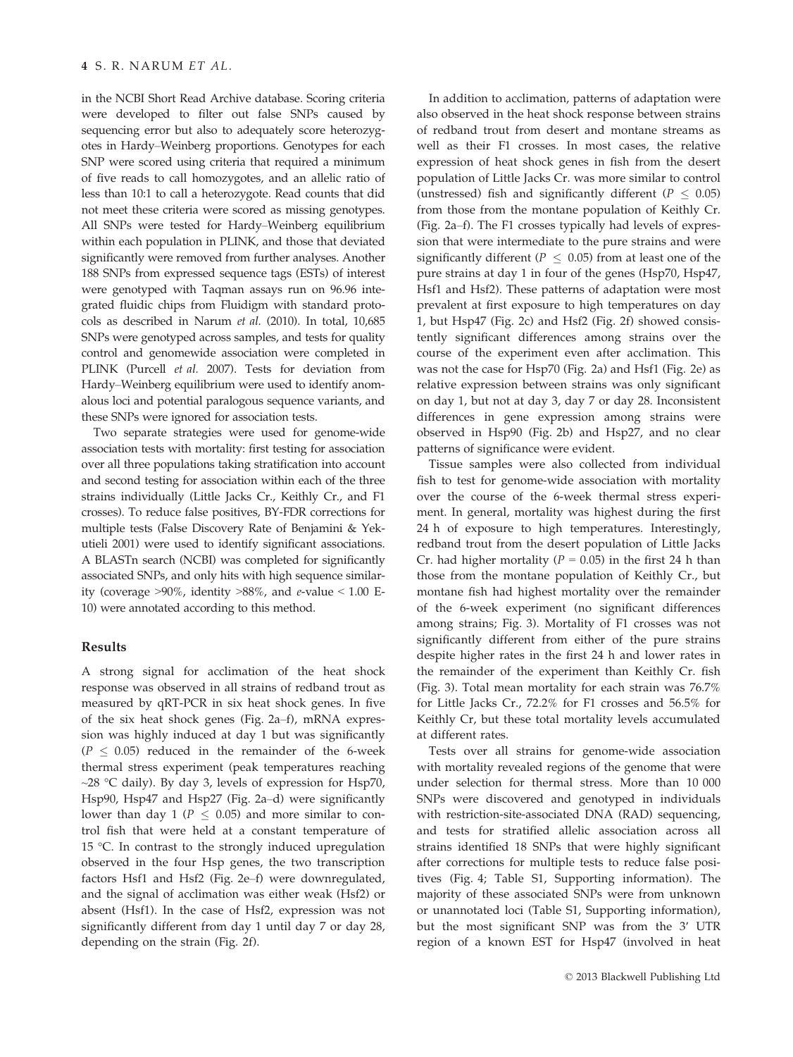in the NCBI Short Read Archive database. Scoring criteria were developed to filter out false SNPs caused by sequencing error but also to adequately score heterozygotes in Hardy–Weinberg proportions. Genotypes for each SNP were scored using criteria that required a minimum of five reads to call homozygotes, and an allelic ratio of less than 10:1 to call a heterozygote. Read counts that did not meet these criteria were scored as missing genotypes. All SNPs were tested for Hardy–Weinberg equilibrium within each population in PLINK, and those that deviated significantly were removed from further analyses. Another 188 SNPs from expressed sequence tags (ESTs) of interest were genotyped with Taqman assays run on 96.96 integrated fluidic chips from Fluidigm with standard protocols as described in Narum *et al.* (2010). In total, 10,685 SNPs were genotyped across samples, and tests for quality control and genomewide association were completed in PLINK (Purcell *et al.* 2007). Tests for deviation from Hardy–Weinberg equilibrium were used to identify anomalous loci and potential paralogous sequence variants, and these SNPs were ignored for association tests.

Two separate strategies were used for genome-wide association tests with mortality: first testing for association over all three populations taking stratification into account and second testing for association within each of the three strains individually (Little Jacks Cr., Keithly Cr., and F1 crosses). To reduce false positives, BY-FDR corrections for multiple tests (False Discovery Rate of Benjamini & Yekutieli 2001) were used to identify significant associations. A BLASTn search (NCBI) was completed for significantly associated SNPs, and only hits with high sequence similarity (coverage >90%, identity >88%, and *e*-value < 1.00 E-10) were annotated according to this method.

## Results

A strong signal for acclimation of the heat shock response was observed in all strains of redband trout as measured by qRT-PCR in six heat shock genes. In five of the six heat shock genes (Fig. 2a–f), mRNA expression was highly induced at day 1 but was significantly ($P \leq 0.05$) reduced in the remainder of the 6-week thermal stress experiment (peak temperatures reaching ~28 °C daily). By day 3, levels of expression for Hsp70, Hsp90, Hsp47 and Hsp27 (Fig. 2a–d) were significantly lower than day 1 ($P \leq 0.05$) and more similar to control fish that were held at a constant temperature of 15 °C. In contrast to the strongly induced upregulation observed in the four Hsp genes, the two transcription factors Hsf1 and Hsf2 (Fig. 2e–f) were downregulated, and the signal of acclimation was either weak (Hsf2) or absent (Hsf1). In the case of Hsf2, expression was not significantly different from day 1 until day 7 or day 28, depending on the strain (Fig. 2f).

In addition to acclimation, patterns of adaptation were also observed in the heat shock response between strains of redband trout from desert and montane streams as well as their F1 crosses. In most cases, the relative expression of heat shock genes in fish from the desert population of Little Jacks Cr. was more similar to control (unstressed) fish and significantly different ($P \leq 0.05$) from those from the montane population of Keithly Cr. (Fig. 2a–f). The F1 crosses typically had levels of expression that were intermediate to the pure strains and were significantly different ($P \leq 0.05$) from at least one of the pure strains at day 1 in four of the genes (Hsp70, Hsp47, Hsf1 and Hsf2). These patterns of adaptation were most prevalent at first exposure to high temperatures on day 1, but Hsp47 (Fig. 2c) and Hsf2 (Fig. 2f) showed consistently significant differences among strains over the course of the experiment even after acclimation. This was not the case for Hsp70 (Fig. 2a) and Hsf1 (Fig. 2e) as relative expression between strains was only significant on day 1, but not at day 3, day 7 or day 28. Inconsistent differences in gene expression among strains were observed in Hsp90 (Fig. 2b) and Hsp27, and no clear patterns of significance were evident.

Tissue samples were also collected from individual fish to test for genome-wide association with mortality over the course of the 6-week thermal stress experiment. In general, mortality was highest during the first 24 h of exposure to high temperatures. Interestingly, redband trout from the desert population of Little Jacks Cr. had higher mortality ($P = 0.05$) in the first 24 h than those from the montane population of Keithly Cr., but montane fish had highest mortality over the remainder of the 6-week experiment (no significant differences among strains; Fig. 3). Mortality of F1 crosses was not significantly different from either of the pure strains despite higher rates in the first 24 h and lower rates in the remainder of the experiment than Keithly Cr. fish (Fig. 3). Total mean mortality for each strain was 76.7% for Little Jacks Cr., 72.2% for F1 crosses and 56.5% for Keithly Cr, but these total mortality levels accumulated at different rates.

Tests over all strains for genome-wide association with mortality revealed regions of the genome that were under selection for thermal stress. More than 10 000 SNPs were discovered and genotyped in individuals with restriction-site-associated DNA (RAD) sequencing, and tests for stratified allelic association across all strains identified 18 SNPs that were highly significant after corrections for multiple tests to reduce false positives (Fig. 4; Table S1, Supporting information). The majority of these associated SNPs were from unknown or unannotated loci (Table S1, Supporting information), but the most significant SNP was from the 3′ UTR region of a known EST for Hsp47 (involved in heat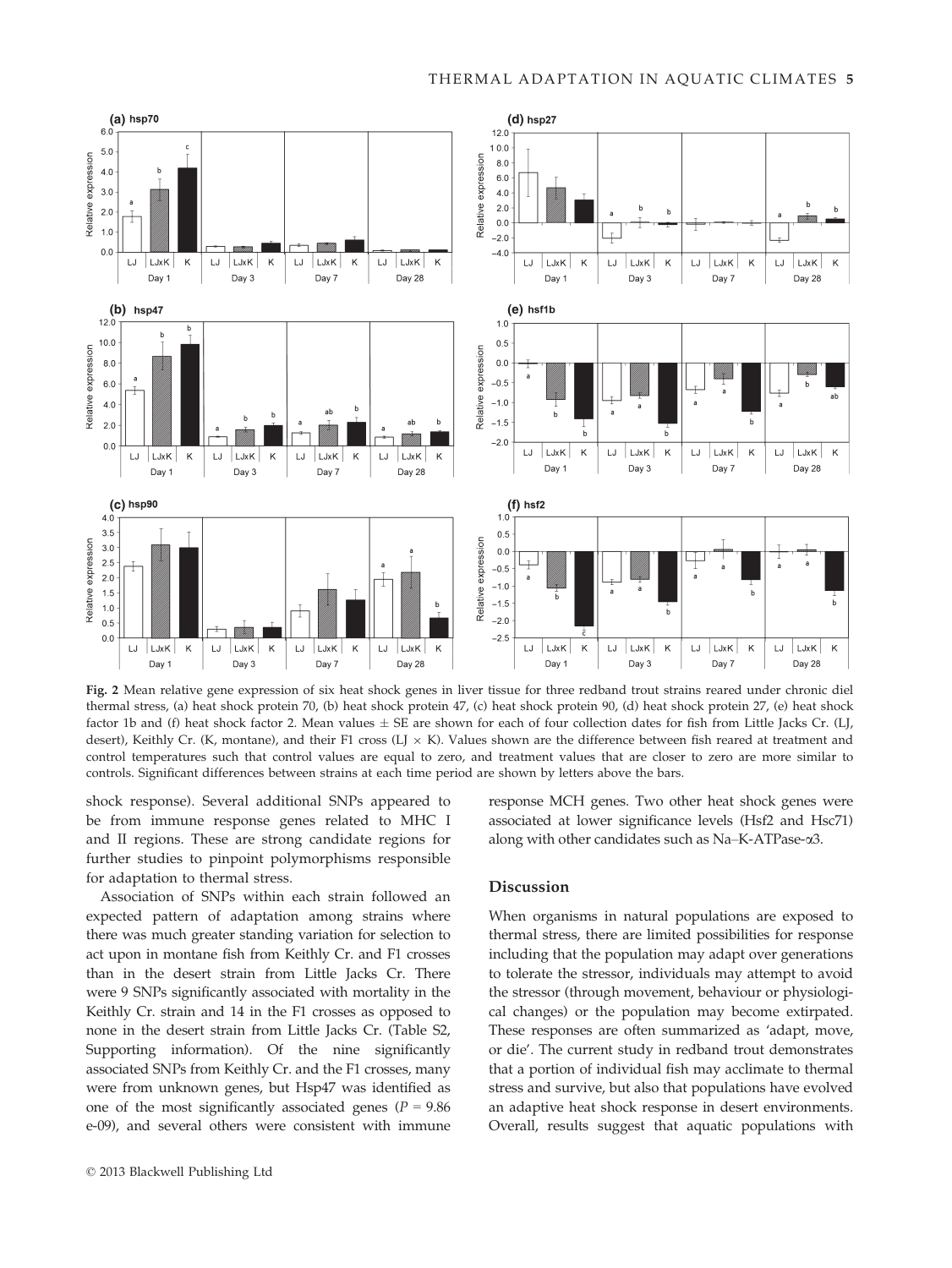Fig. 2 Mean relative gene expression of six heat shock genes in liver tissue for three redband trout strains reared under chronic diel thermal stress, (a) heat shock protein 70, (b) heat shock protein 47, (c) heat shock protein 90, (d) heat shock protein 27, (e) heat shock factor 1b and (f) heat shock factor 2. Mean values ± SE are shown for each of four collection dates for fish from Little Jacks Cr. (LJ, desert), Keithly Cr. (K, montane), and their F1 cross (LJ × K). Values shown are the difference between fish reared at treatment and control temperatures such that control values are equal to zero, and treatment values that are closer to zero are more similar to controls. Significant differences between strains at each time period are shown by letters above the bars.

shock response). Several additional SNPs appeared to be from immune response genes related to MHC I and II regions. These are strong candidate regions for further studies to pinpoint polymorphisms responsible for adaptation to thermal stress.

Association of SNPs within each strain followed an expected pattern of adaptation among strains where there was much greater standing variation for selection to act upon in montane fish from Keithly Cr. and F1 crosses than in the desert strain from Little Jacks Cr. There were 9 SNPs significantly associated with mortality in the Keithly Cr. strain and 14 in the F1 crosses as opposed to none in the desert strain from Little Jacks Cr. (Table S2, Supporting information). Of the nine significantly associated SNPs from Keithly Cr. and the F1 crosses, many were from unknown genes, but Hsp47 was identified as one of the most significantly associated genes ($P$ = 9.86 e-09), and several others were consistent with immune response MCH genes. Two other heat shock genes were associated at lower significance levels (Hsf2 and Hsc71) along with other candidates such as Na–K-ATPase-$\alpha$3.

## Discussion

When organisms in natural populations are exposed to thermal stress, there are limited possibilities for response including that the population may adapt over generations to tolerate the stressor, individuals may attempt to avoid the stressor (through movement, behaviour or physiological changes) or the population may become extirpated. These responses are often summarized as 'adapt, move, or die'. The current study in redband trout demonstrates that a portion of individual fish may acclimate to thermal stress and survive, but also that populations have evolved an adaptive heat shock response in desert environments. Overall, results suggest that aquatic populations with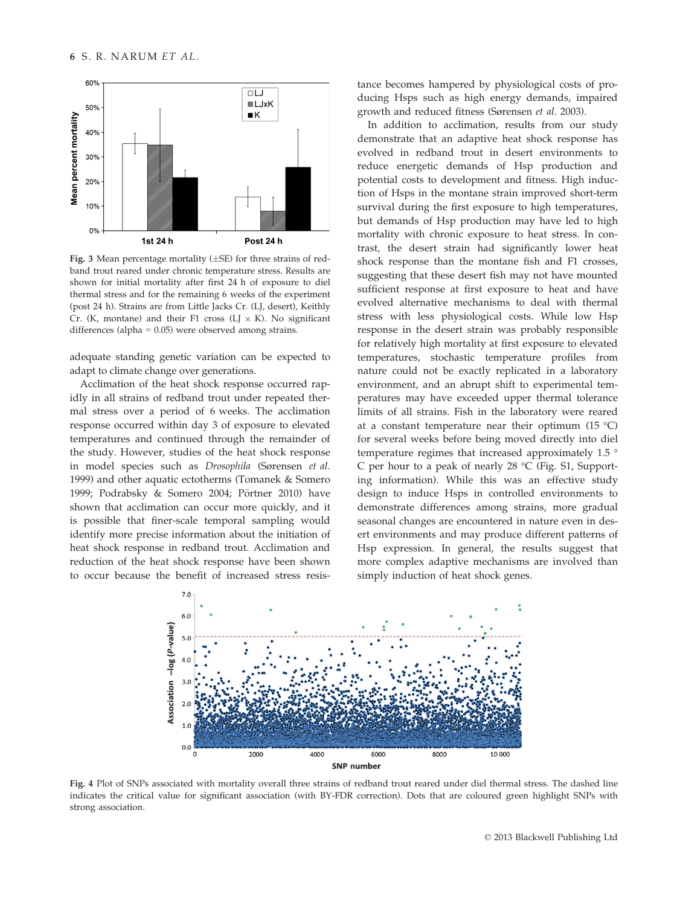Fig. 3 Mean percentage mortality (±SE) for three strains of redband trout reared under chronic temperature stress. Results are shown for initial mortality after first 24 h of exposure to diel thermal stress and for the remaining 6 weeks of the experiment (post 24 h). Strains are from Little Jacks Cr. (LJ, desert), Keithly Cr. (K, montane) and their F1 cross (LJ × K). No significant differences (alpha = 0.05) were observed among strains.

adequate standing genetic variation can be expected to adapt to climate change over generations.

Acclimation of the heat shock response occurred rapidly in all strains of redband trout under repeated thermal stress over a period of 6 weeks. The acclimation response occurred within day 3 of exposure to elevated temperatures and continued through the remainder of the study. However, studies of the heat shock response in model species such as *Drosophila* (Sørensen *et al.* 1999) and other aquatic ectotherms (Tomanek & Somero 1999; Podrabsky & Somero 2004; Pörtner 2010) have shown that acclimation can occur more quickly, and it is possible that finer-scale temporal sampling would identify more precise information about the initiation of heat shock response in redband trout. Acclimation and reduction of the heat shock response have been shown to occur because the benefit of increased stress resistance becomes hampered by physiological costs of producing Hsps such as high energy demands, impaired growth and reduced fitness (Sørensen *et al.* 2003).

In addition to acclimation, results from our study demonstrate that an adaptive heat shock response has evolved in redband trout in desert environments to reduce energetic demands of Hsp production and potential costs to development and fitness. High induction of Hsps in the montane strain improved short-term survival during the first exposure to high temperatures, but demands of Hsp production may have led to high mortality with chronic exposure to heat stress. In contrast, the desert strain had significantly lower heat shock response than the montane fish and F1 crosses, suggesting that these desert fish may not have mounted sufficient response at first exposure to heat and have evolved alternative mechanisms to deal with thermal stress with less physiological costs. While low Hsp response in the desert strain was probably responsible for relatively high mortality at first exposure to elevated temperatures, stochastic temperature profiles from nature could not be exactly replicated in a laboratory environment, and an abrupt shift to experimental temperatures may have exceeded upper thermal tolerance limits of all strains. Fish in the laboratory were reared at a constant temperature near their optimum (15 °C) for several weeks before being moved directly into diel temperature regimes that increased approximately 1.5 °C per hour to a peak of nearly 28 °C (Fig. S1, Supporting information). While this was an effective study design to induce Hsps in controlled environments to demonstrate differences among strains, more gradual seasonal changes are encountered in nature even in desert environments and may produce different patterns of Hsp expression. In general, the results suggest that more complex adaptive mechanisms are involved than simply induction of heat shock genes.

Fig. 4 Plot of SNPs associated with mortality overall three strains of redband trout reared under diel thermal stress. The dashed line indicates the critical value for significant association (with BY-FDR correction). Dots that are coloured green highlight SNPs with strong association.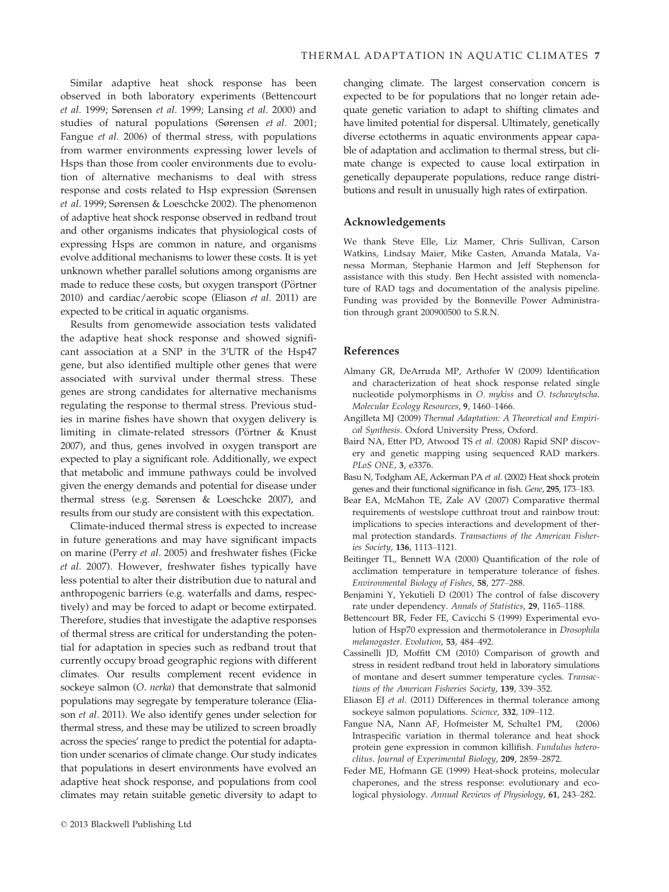Similar adaptive heat shock response has been observed in both laboratory experiments (Bettencourt *et al.* 1999; Sørensen *et al.* 1999; Lansing *et al.* 2000) and studies of natural populations (Sørensen *et al.* 2001; Fangue *et al.* 2006) of thermal stress, with populations from warmer environments expressing lower levels of Hsps than those from cooler environments due to evolution of alternative mechanisms to deal with stress response and costs related to Hsp expression (Sørensen *et al.* 1999; Sørensen & Loeschcke 2002). The phenomenon of adaptive heat shock response observed in redband trout and other organisms indicates that physiological costs of expressing Hsps are common in nature, and organisms evolve additional mechanisms to lower these costs. It is yet unknown whether parallel solutions among organisms are made to reduce these costs, but oxygen transport (Pörtner 2010) and cardiac/aerobic scope (Eliason *et al.* 2011) are expected to be critical in aquatic organisms.

Results from genomewide association tests validated the adaptive heat shock response and showed significant association at a SNP in the 3′UTR of the Hsp47 gene, but also identified multiple other genes that were associated with survival under thermal stress. These genes are strong candidates for alternative mechanisms regulating the response to thermal stress. Previous studies in marine fishes have shown that oxygen delivery is limiting in climate-related stressors (Pörtner & Knust 2007), and thus, genes involved in oxygen transport are expected to play a significant role. Additionally, we expect that metabolic and immune pathways could be involved given the energy demands and potential for disease under thermal stress (e.g. Sørensen & Loeschcke 2007), and results from our study are consistent with this expectation.

Climate-induced thermal stress is expected to increase in future generations and may have significant impacts on marine (Perry *et al.* 2005) and freshwater fishes (Ficke *et al.* 2007). However, freshwater fishes typically have less potential to alter their distribution due to natural and anthropogenic barriers (e.g. waterfalls and dams, respectively) and may be forced to adapt or become extirpated. Therefore, studies that investigate the adaptive responses of thermal stress are critical for understanding the potential for adaptation in species such as redband trout that currently occupy broad geographic regions with different climates. Our results complement recent evidence in sockeye salmon (*O. nerka*) that demonstrate that salmonid populations may segregate by temperature tolerance (Eliason *et al.* 2011). We also identify genes under selection for thermal stress, and these may be utilized to screen broadly across the species' range to predict the potential for adaptation under scenarios of climate change. Our study indicates that populations in desert environments have evolved an adaptive heat shock response, and populations from cool climates may retain suitable genetic diversity to adapt to changing climate. The largest conservation concern is expected to be for populations that no longer retain adequate genetic variation to adapt to shifting climates and have limited potential for dispersal. Ultimately, genetically diverse ectotherms in aquatic environments appear capable of adaptation and acclimation to thermal stress, but climate change is expected to cause local extirpation in genetically depauperate populations, reduce range distributions and result in unusually high rates of extirpation.

## Acknowledgements

We thank Steve Elle, Liz Mamer, Chris Sullivan, Carson Watkins, Lindsay Maier, Mike Casten, Amanda Matala, Vanessa Morman, Stephanie Harmon and Jeff Stephenson for assistance with this study. Ben Hecht assisted with nomenclature of RAD tags and documentation of the analysis pipeline. Funding was provided by the Bonneville Power Administration through grant 200900500 to S.R.N.

## References

Almany GR, DeArruda MP, Arthofer W (2009) Identification and characterization of heat shock response related single nucleotide polymorphisms in *O. mykiss* and *O. tschawytscha*. *Molecular Ecology Resources*, **9**, 1460–1466.

Angilleta MJ (2009) *Thermal Adaptation: A Theoretical and Empirical Synthesis*. Oxford University Press, Oxford.

Baird NA, Etter PD, Atwood TS *et al.* (2008) Rapid SNP discovery and genetic mapping using sequenced RAD markers. *PLoS ONE*, **3**, e3376.

Basu N, Todgham AE, Ackerman PA *et al.* (2002) Heat shock protein genes and their functional significance in fish. *Gene*, **295**, 173–183.

Bear EA, McMahon TE, Zale AV (2007) Comparative thermal requirements of westslope cutthroat trout and rainbow trout: implications to species interactions and development of thermal protection standards. *Transactions of the American Fisheries Society*, **136**, 1113–1121.

Beitinger TL, Bennett WA (2000) Quantification of the role of acclimation temperature in temperature tolerance of fishes. *Environmental Biology of Fishes*, **58**, 277–288.

Benjamini Y, Yekutieli D (2001) The control of false discovery rate under dependency. *Annals of Statistics*, **29**, 1165–1188.

Bettencourt BR, Feder FE, Cavicchi S (1999) Experimental evolution of Hsp70 expression and thermotolerance in *Drosophila melanogaster*. *Evolution*, **53**, 484–492.

Cassinelli JD, Moffitt CM (2010) Comparison of growth and stress in resident redband trout held in laboratory simulations of montane and desert summer temperature cycles. *Transactions of the American Fisheries Society*, **139**, 339–352.

Eliason EJ *et al.* (2011) Differences in thermal tolerance among sockeye salmon populations. *Science*, **332**, 109–112.

Fangue NA, Nann AF, Hofmeister M, Schulte1 PM, (2006) Intraspecific variation in thermal tolerance and heat shock protein gene expression in common killifish. *Fundulus heteroclitus*. *Journal of Experimental Biology*, **209**, 2859–2872.

Feder ME, Hofmann GE (1999) Heat-shock proteins, molecular chaperones, and the stress response: evolutionary and ecological physiology. *Annual Reviews of Physiology*, **61**, 243–282.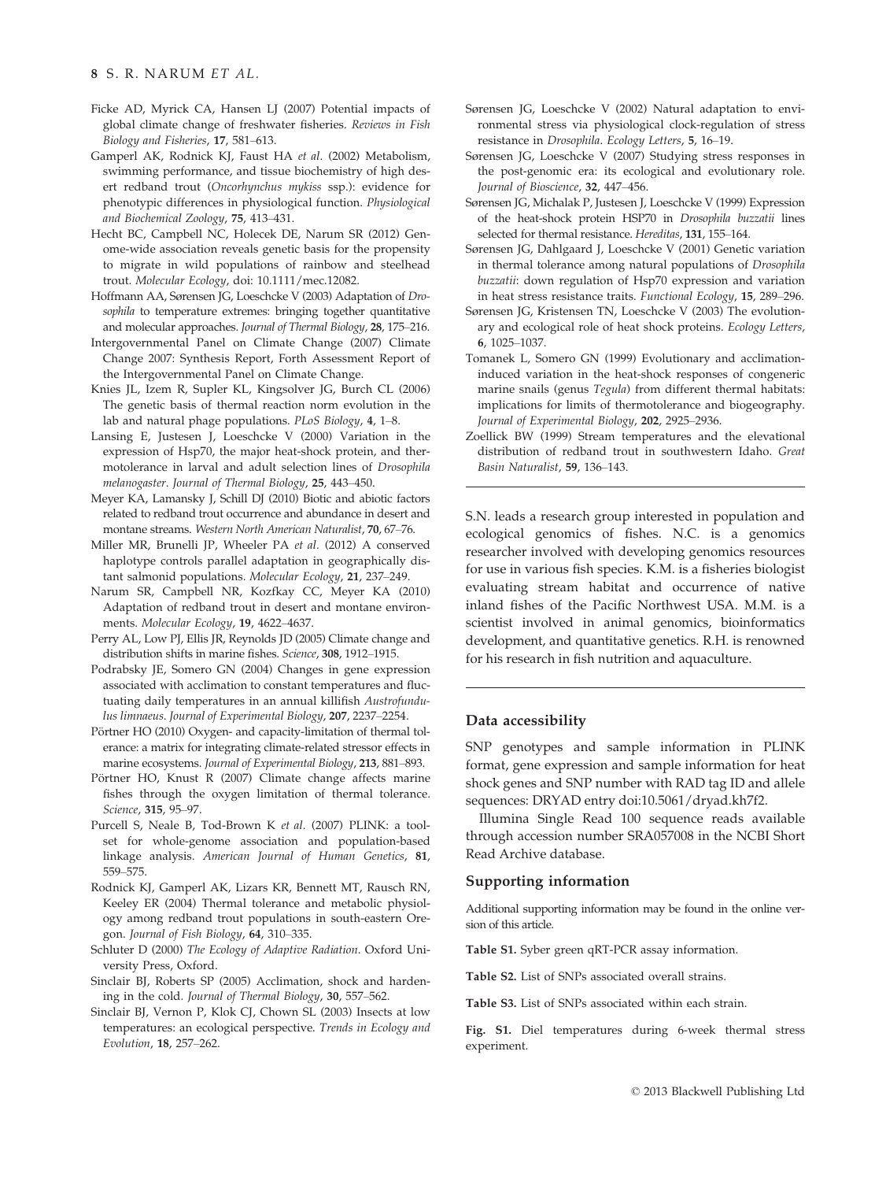Ficke AD, Myrick CA, Hansen LJ (2007) Potential impacts of global climate change of freshwater fisheries. *Reviews in Fish Biology and Fisheries*, **17**, 581–613.

Gamperl AK, Rodnick KJ, Faust HA *et al.* (2002) Metabolism, swimming performance, and tissue biochemistry of high desert redband trout (*Oncorhynchus mykiss* ssp.): evidence for phenotypic differences in physiological function. *Physiological and Biochemical Zoology*, **75**, 413–431.

Hecht BC, Campbell NC, Holecek DE, Narum SR (2012) Genome-wide association reveals genetic basis for the propensity to migrate in wild populations of rainbow and steelhead trout. *Molecular Ecology*, doi: 10.1111/mec.12082.

Hoffmann AA, Sørensen JG, Loeschcke V (2003) Adaptation of *Drosophila* to temperature extremes: bringing together quantitative and molecular approaches. *Journal of Thermal Biology*, **28**, 175–216.

Intergovernmental Panel on Climate Change (2007) Climate Change 2007: Synthesis Report, Forth Assessment Report of the Intergovernmental Panel on Climate Change.

Knies JL, Izem R, Supler KL, Kingsolver JG, Burch CL (2006) The genetic basis of thermal reaction norm evolution in the lab and natural phage populations. *PLoS Biology*, **4**, 1–8.

Lansing E, Justesen J, Loeschcke V (2000) Variation in the expression of Hsp70, the major heat-shock protein, and thermotolerance in larval and adult selection lines of *Drosophila melanogaster*. *Journal of Thermal Biology*, **25**, 443–450.

Meyer KA, Lamansky J, Schill DJ (2010) Biotic and abiotic factors related to redband trout occurrence and abundance in desert and montane streams. *Western North American Naturalist*, **70**, 67–76.

Miller MR, Brunelli JP, Wheeler PA *et al.* (2012) A conserved haplotype controls parallel adaptation in geographically distant salmonid populations. *Molecular Ecology*, **21**, 237–249.

Narum SR, Campbell NR, Kozfkay CC, Meyer KA (2010) Adaptation of redband trout in desert and montane environments. *Molecular Ecology*, **19**, 4622–4637.

Perry AL, Low PJ, Ellis JR, Reynolds JD (2005) Climate change and distribution shifts in marine fishes. *Science*, **308**, 1912–1915.

Podrabsky JE, Somero GN (2004) Changes in gene expression associated with acclimation to constant temperatures and fluctuating daily temperatures in an annual killifish *Austrofundulus limnaeus*. *Journal of Experimental Biology*, **207**, 2237–2254.

Pörtner HO (2010) Oxygen- and capacity-limitation of thermal tolerance: a matrix for integrating climate-related stressor effects in marine ecosystems. *Journal of Experimental Biology*, **213**, 881–893.

Pörtner HO, Knust R (2007) Climate change affects marine fishes through the oxygen limitation of thermal tolerance. *Science*, **315**, 95–97.

Purcell S, Neale B, Tod-Brown K *et al.* (2007) PLINK: a toolset for whole-genome association and population-based linkage analysis. *American Journal of Human Genetics*, **81**, 559–575.

Rodnick KJ, Gamperl AK, Lizars KR, Bennett MT, Rausch RN, Keeley ER (2004) Thermal tolerance and metabolic physiology among redband trout populations in south-eastern Oregon. *Journal of Fish Biology*, **64**, 310–335.

Schluter D (2000) *The Ecology of Adaptive Radiation*. Oxford University Press, Oxford.

Sinclair BJ, Roberts SP (2005) Acclimation, shock and hardening in the cold. *Journal of Thermal Biology*, **30**, 557–562.

Sinclair BJ, Vernon P, Klok CJ, Chown SL (2003) Insects at low temperatures: an ecological perspective. *Trends in Ecology and Evolution*, **18**, 257–262.

Sørensen JG, Loeschcke V (2002) Natural adaptation to environmental stress via physiological clock-regulation of stress resistance in *Drosophila*. *Ecology Letters*, **5**, 16–19.

Sørensen JG, Loeschcke V (2007) Studying stress responses in the post-genomic era: its ecological and evolutionary role. *Journal of Bioscience*, **32**, 447–456.

Sørensen JG, Michalak P, Justesen J, Loeschcke V (1999) Expression of the heat-shock protein HSP70 in *Drosophila buzzatii* lines selected for thermal resistance. *Hereditas*, **131**, 155–164.

Sørensen JG, Dahlgaard J, Loeschcke V (2001) Genetic variation in thermal tolerance among natural populations of *Drosophila buzzatii*: down regulation of Hsp70 expression and variation in heat stress resistance traits. *Functional Ecology*, **15**, 289–296.

Sørensen JG, Kristensen TN, Loeschcke V (2003) The evolutionary and ecological role of heat shock proteins. *Ecology Letters*, **6**, 1025–1037.

Tomanek L, Somero GN (1999) Evolutionary and acclimation-induced variation in the heat-shock responses of congeneric marine snails (genus *Tegula*) from different thermal habitats: implications for limits of thermotolerance and biogeography. *Journal of Experimental Biology*, **202**, 2925–2936.

Zoellick BW (1999) Stream temperatures and the elevational distribution of redband trout in southwestern Idaho. *Great Basin Naturalist*, **59**, 136–143.

---

S.N. leads a research group interested in population and ecological genomics of fishes. N.C. is a genomics researcher involved with developing genomics resources for use in various fish species. K.M. is a fisheries biologist evaluating stream habitat and occurrence of native inland fishes of the Pacific Northwest USA. M.M. is a scientist involved in animal genomics, bioinformatics development, and quantitative genetics. R.H. is renowned for his research in fish nutrition and aquaculture.

---

### Data accessibility

SNP genotypes and sample information in PLINK format, gene expression and sample information for heat shock genes and SNP number with RAD tag ID and allele sequences: DRYAD entry doi:10.5061/dryad.kh7f2.

Illumina Single Read 100 sequence reads available through accession number SRA057008 in the NCBI Short Read Archive database.

### Supporting information

Additional supporting information may be found in the online version of this article.

**Table S1.** Syber green qRT-PCR assay information.

**Table S2.** List of SNPs associated overall strains.

**Table S3.** List of SNPs associated within each strain.

**Fig. S1.** Diel temperatures during 6-week thermal stress experiment.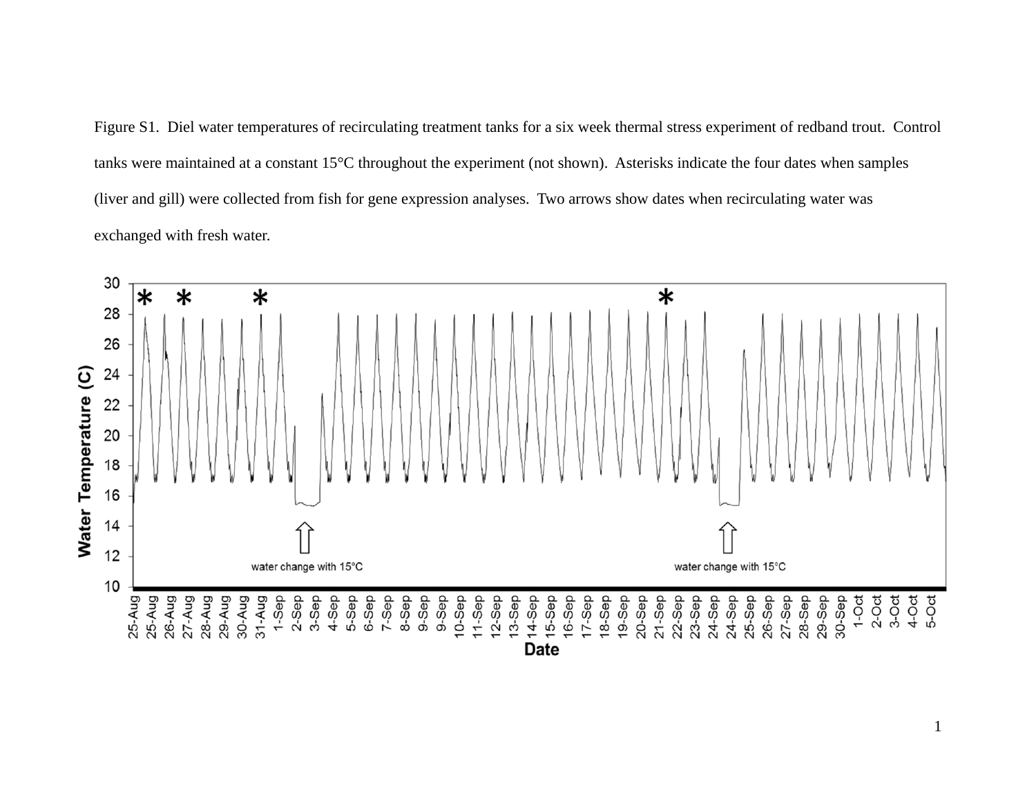Figure S1. Diel water temperatures of recirculating treatment tanks for a six week thermal stress experiment of redband trout. Control tanks were maintained at a constant 15°C throughout the experiment (not shown). Asterisks indicate the four dates when samples (liver and gill) were collected from fish for gene expression analyses. Two arrows show dates when recirculating water was exchanged with fresh water.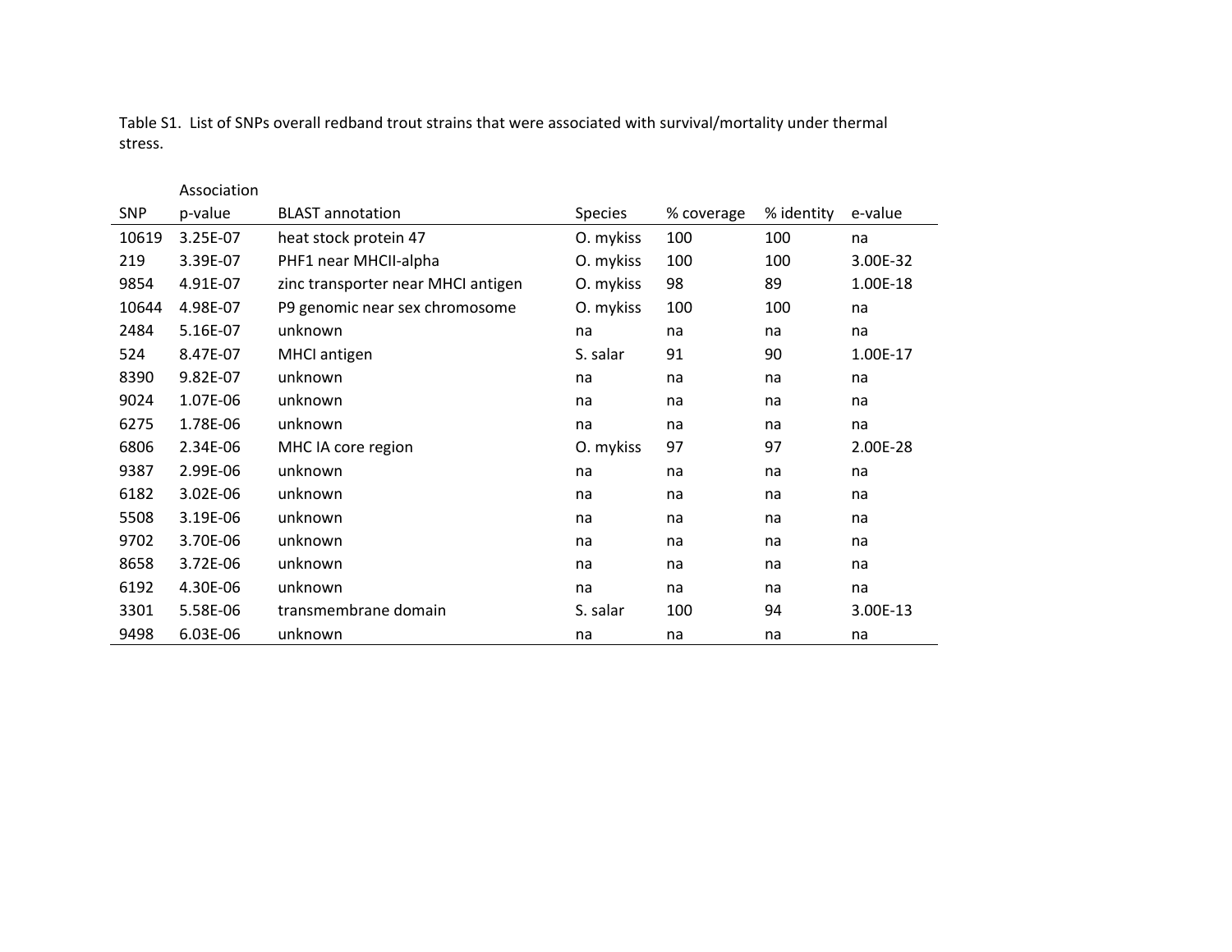Table S1. List of SNPs overall redband trout strains that were associated with survival/mortality under thermal stress.

| SNP | Association p-value | BLAST annotation | Species | % coverage | % identity | e-value |
|---|---|---|---|---|---|---|
| 10619 | 3.25E-07 | heat stock protein 47 | O. mykiss | 100 | 100 | na |
| 219 | 3.39E-07 | PHF1 near MHCII-alpha | O. mykiss | 100 | 100 | 3.00E-32 |
| 9854 | 4.91E-07 | zinc transporter near MHCI antigen | O. mykiss | 98 | 89 | 1.00E-18 |
| 10644 | 4.98E-07 | P9 genomic near sex chromosome | O. mykiss | 100 | 100 | na |
| 2484 | 5.16E-07 | unknown | na | na | na | na |
| 524 | 8.47E-07 | MHCI antigen | S. salar | 91 | 90 | 1.00E-17 |
| 8390 | 9.82E-07 | unknown | na | na | na | na |
| 9024 | 1.07E-06 | unknown | na | na | na | na |
| 6275 | 1.78E-06 | unknown | na | na | na | na |
| 6806 | 2.34E-06 | MHC IA core region | O. mykiss | 97 | 97 | 2.00E-28 |
| 9387 | 2.99E-06 | unknown | na | na | na | na |
| 6182 | 3.02E-06 | unknown | na | na | na | na |
| 5508 | 3.19E-06 | unknown | na | na | na | na |
| 9702 | 3.70E-06 | unknown | na | na | na | na |
| 8658 | 3.72E-06 | unknown | na | na | na | na |
| 6192 | 4.30E-06 | unknown | na | na | na | na |
| 3301 | 5.58E-06 | transmembrane domain | S. salar | 100 | 94 | 3.00E-13 |
| 9498 | 6.03E-06 | unknown | na | na | na | na |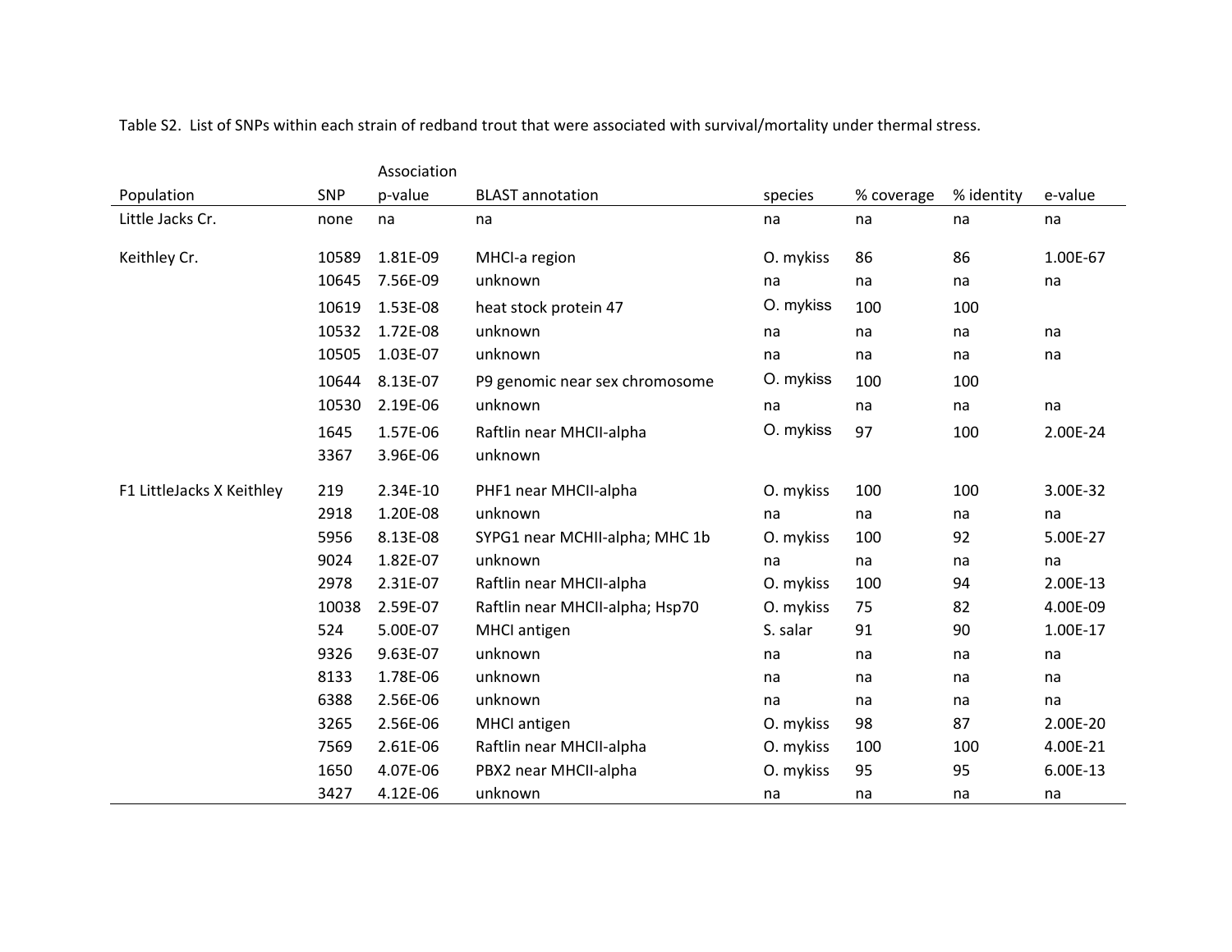Table S2. List of SNPs within each strain of redband trout that were associated with survival/mortality under thermal stress.

| Population | SNP | Association p-value | BLAST annotation | species | % coverage | % identity | e-value |
|---|---|---|---|---|---|---|---|
| Little Jacks Cr. | none | na | na | na | na | na | na |
| Keithley Cr. | 10589 | 1.81E-09 | MHCI-a region | O. mykiss | 86 | 86 | 1.00E-67 |
| | 10645 | 7.56E-09 | unknown | na | na | na | na |
| | 10619 | 1.53E-08 | heat stock protein 47 | O. mykiss | 100 | 100 | |
| | 10532 | 1.72E-08 | unknown | na | na | na | na |
| | 10505 | 1.03E-07 | unknown | na | na | na | na |
| | 10644 | 8.13E-07 | P9 genomic near sex chromosome | O. mykiss | 100 | 100 | |
| | 10530 | 2.19E-06 | unknown | na | na | na | na |
| | 1645 | 1.57E-06 | Raftlin near MHCII-alpha | O. mykiss | 97 | 100 | 2.00E-24 |
| | 3367 | 3.96E-06 | unknown | | | | |
| F1 LittleJacks X Keithley | 219 | 2.34E-10 | PHF1 near MHCII-alpha | O. mykiss | 100 | 100 | 3.00E-32 |
| | 2918 | 1.20E-08 | unknown | na | na | na | na |
| | 5956 | 8.13E-08 | SYPG1 near MCHII-alpha; MHC 1b | O. mykiss | 100 | 92 | 5.00E-27 |
| | 9024 | 1.82E-07 | unknown | na | na | na | na |
| | 2978 | 2.31E-07 | Raftlin near MHCII-alpha | O. mykiss | 100 | 94 | 2.00E-13 |
| | 10038 | 2.59E-07 | Raftlin near MHCII-alpha; Hsp70 | O. mykiss | 75 | 82 | 4.00E-09 |
| | 524 | 5.00E-07 | MHCI antigen | S. salar | 91 | 90 | 1.00E-17 |
| | 9326 | 9.63E-07 | unknown | na | na | na | na |
| | 8133 | 1.78E-06 | unknown | na | na | na | na |
| | 6388 | 2.56E-06 | unknown | na | na | na | na |
| | 3265 | 2.56E-06 | MHCI antigen | O. mykiss | 98 | 87 | 2.00E-20 |
| | 7569 | 2.61E-06 | Raftlin near MHCII-alpha | O. mykiss | 100 | 100 | 4.00E-21 |
| | 1650 | 4.07E-06 | PBX2 near MHCII-alpha | O. mykiss | 95 | 95 | 6.00E-13 |
| | 3427 | 4.12E-06 | unknown | na | na | na | na |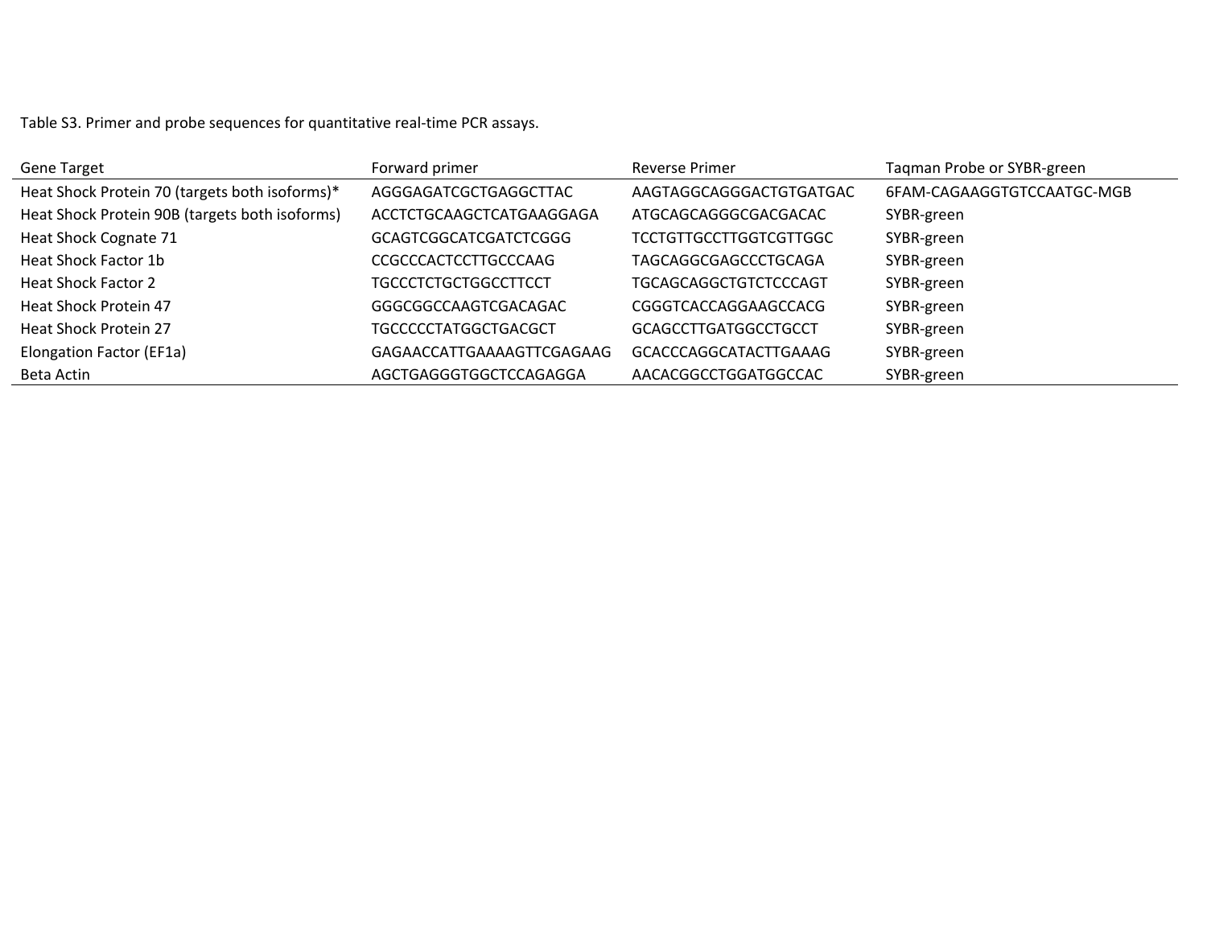Table S3. Primer and probe sequences for quantitative real-time PCR assays.

| Gene Target | Forward primer | Reverse Primer | Taqman Probe or SYBR-green |
|---|---|---|---|
| Heat Shock Protein 70 (targets both isoforms)* | AGGGAGATCGCTGAGGCTTAC | AAGTAGGCAGGGACTGTGATGAC | 6FAM-CAGAAGGTGTCCAATGC-MGB |
| Heat Shock Protein 90B (targets both isoforms) | ACCTCTGCAAGCTCATGAAGGAGA | ATGCAGCAGGGCGACGACAC | SYBR-green |
| Heat Shock Cognate 71 | GCAGTCGGCATCGATCTCGGG | TCCTGTTGCCTTGGTCGTTGGC | SYBR-green |
| Heat Shock Factor 1b | CCGCCCACTCCTTGCCCAAG | TAGCAGGCGAGCCCTGCAGA | SYBR-green |
| Heat Shock Factor 2 | TGCCCTCTGCTGGCCTTCCT | TGCAGCAGGCTGTCTCCCAGT | SYBR-green |
| Heat Shock Protein 47 | GGGCGGCCAAGTCGACAGAC | CGGGTCACCAGGAAGCCACG | SYBR-green |
| Heat Shock Protein 27 | TGCCCCCTATGGCTGACGCT | GCAGCCTTGATGGCCTGCCT | SYBR-green |
| Elongation Factor (EF1a) | GAGAACCATTGAAAAGTTCGAGAAG | GCACCCAGGCATACTTGAAAG | SYBR-green |
| Beta Actin | AGCTGAGGGTGGCTCCAGAGGA | AACACGGCCTGGATGGCCAC | SYBR-green |